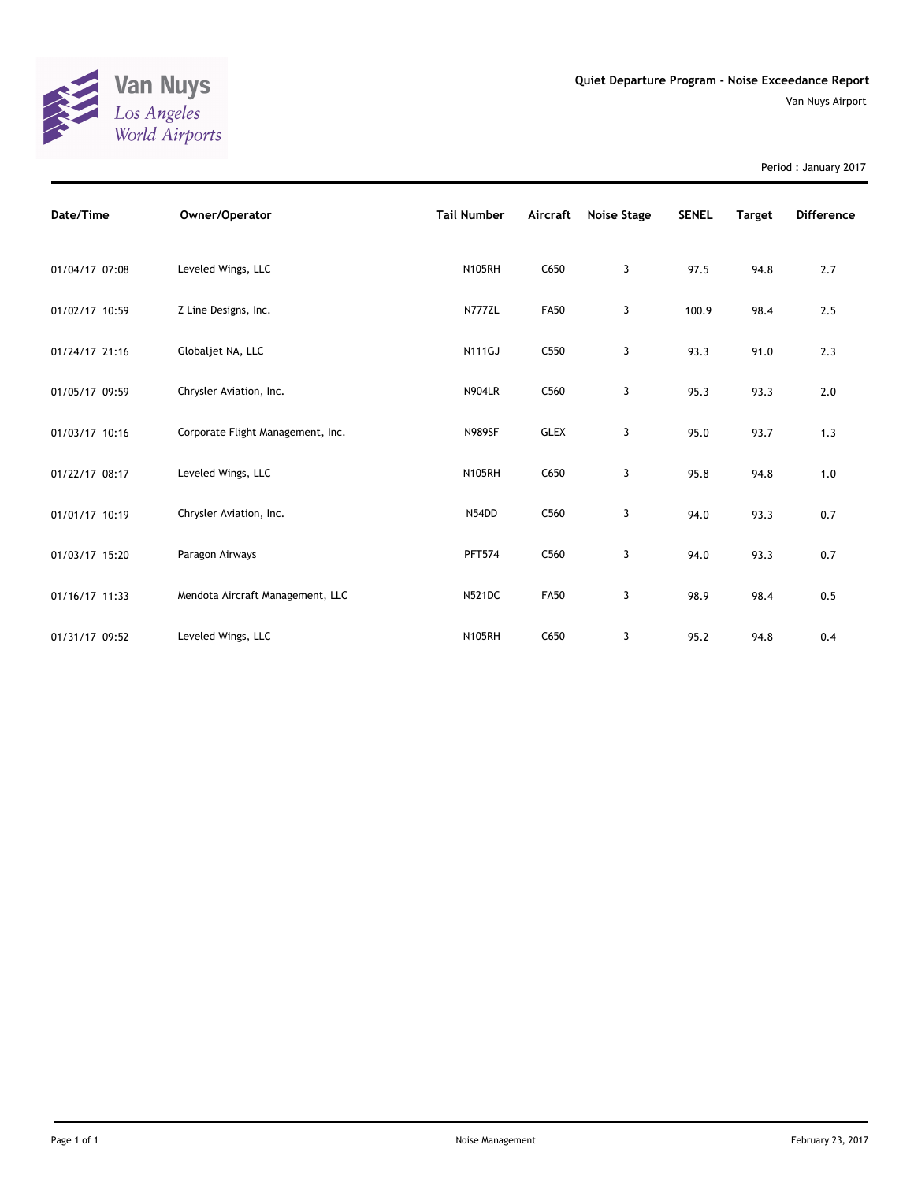Van Nuys
*Los Angeles World Airports*

## Quiet Departure Program - Noise Exceedance Report

Van Nuys Airport

Period : January 2017

| Date/Time | Owner/Operator | Tail Number | Aircraft | Noise Stage | SENEL | Target | Difference |
|---|---|---|---|---|---|---|---|
| 01/04/17 07:08 | Leveled Wings, LLC | N105RH | C650 | 3 | 97.5 | 94.8 | 2.7 |
| 01/02/17 10:59 | Z Line Designs, Inc. | N777ZL | FA50 | 3 | 100.9 | 98.4 | 2.5 |
| 01/24/17 21:16 | Globaljet NA, LLC | N111GJ | C550 | 3 | 93.3 | 91.0 | 2.3 |
| 01/05/17 09:59 | Chrysler Aviation, Inc. | N904LR | C560 | 3 | 95.3 | 93.3 | 2.0 |
| 01/03/17 10:16 | Corporate Flight Management, Inc. | N989SF | GLEX | 3 | 95.0 | 93.7 | 1.3 |
| 01/22/17 08:17 | Leveled Wings, LLC | N105RH | C650 | 3 | 95.8 | 94.8 | 1.0 |
| 01/01/17 10:19 | Chrysler Aviation, Inc. | N54DD | C560 | 3 | 94.0 | 93.3 | 0.7 |
| 01/03/17 15:20 | Paragon Airways | PFT574 | C560 | 3 | 94.0 | 93.3 | 0.7 |
| 01/16/17 11:33 | Mendota Aircraft Management, LLC | N521DC | FA50 | 3 | 98.9 | 98.4 | 0.5 |
| 01/31/17 09:52 | Leveled Wings, LLC | N105RH | C650 | 3 | 95.2 | 94.8 | 0.4 |

Noise Management

February 23, 2017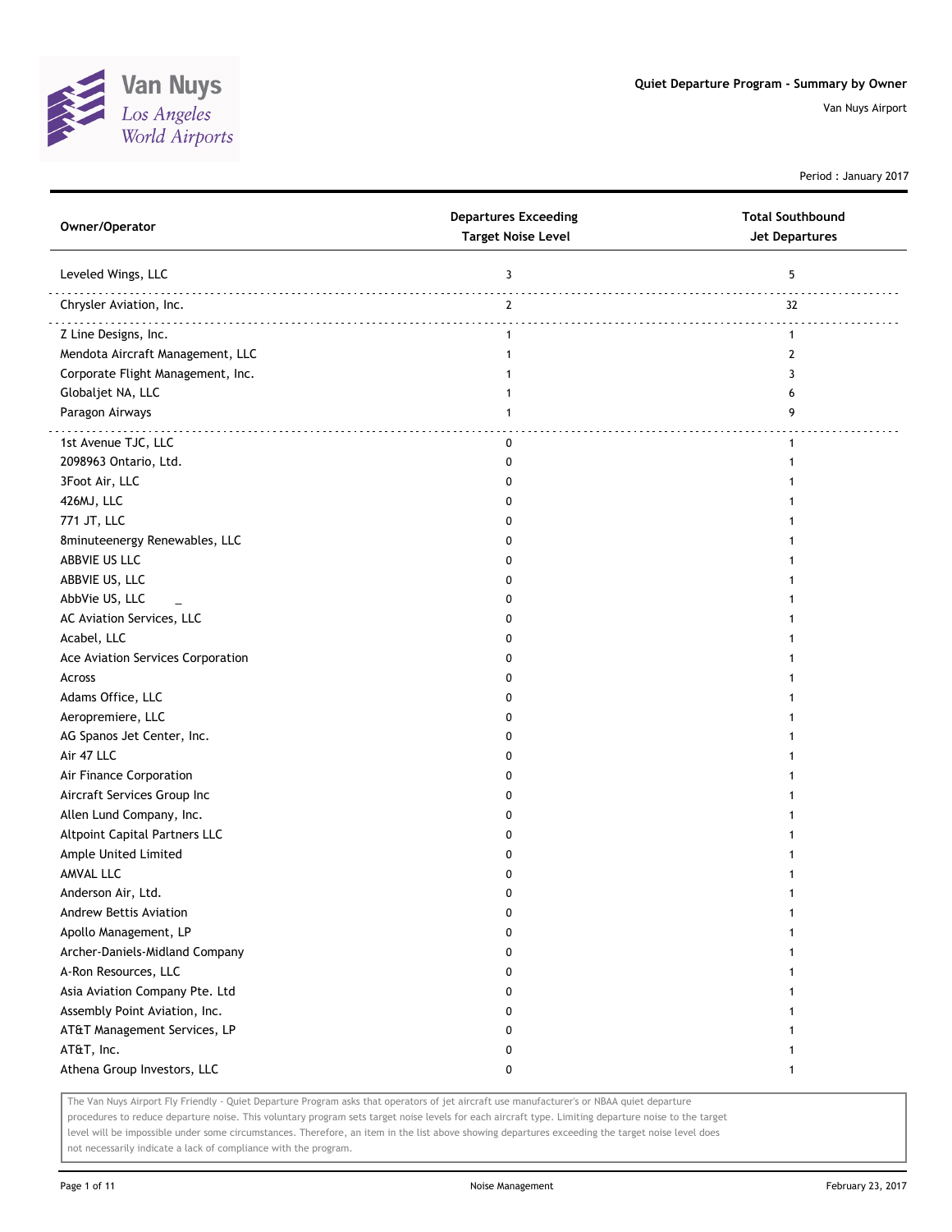Van Nuys
*Los Angeles World Airports*

**Quiet Departure Program - Summary by Owner**

Van Nuys Airport

Period : January 2017

| Owner/Operator | Departures Exceeding Target Noise Level | Total Southbound Jet Departures |
|---|---|---|
| Leveled Wings, LLC | 3 | 5 |
| Chrysler Aviation, Inc. | 2 | 32 |
| Z Line Designs, Inc. | 1 | 1 |
| Mendota Aircraft Management, LLC | 1 | 2 |
| Corporate Flight Management, Inc. | 1 | 3 |
| Globaljet NA, LLC | 1 | 6 |
| Paragon Airways | 1 | 9 |
| 1st Avenue TJC, LLC | 0 | 1 |
| 2098963 Ontario, Ltd. | 0 | 1 |
| 3Foot Air, LLC | 0 | 1 |
| 426MJ, LLC | 0 | 1 |
| 771 JT, LLC | 0 | 1 |
| 8minuteenergy Renewables, LLC | 0 | 1 |
| ABBVIE US LLC | 0 | 1 |
| ABBVIE US, LLC | 0 | 1 |
| AbbVie US, LLC _ | 0 | 1 |
| AC Aviation Services, LLC | 0 | 1 |
| Acabel, LLC | 0 | 1 |
| Ace Aviation Services Corporation | 0 | 1 |
| Across | 0 | 1 |
| Adams Office, LLC | 0 | 1 |
| Aeropremiere, LLC | 0 | 1 |
| AG Spanos Jet Center, Inc. | 0 | 1 |
| Air 47 LLC | 0 | 1 |
| Air Finance Corporation | 0 | 1 |
| Aircraft Services Group Inc | 0 | 1 |
| Allen Lund Company, Inc. | 0 | 1 |
| Altpoint Capital Partners LLC | 0 | 1 |
| Ample United Limited | 0 | 1 |
| AMVAL LLC | 0 | 1 |
| Anderson Air, Ltd. | 0 | 1 |
| Andrew Bettis Aviation | 0 | 1 |
| Apollo Management, LP | 0 | 1 |
| Archer-Daniels-Midland Company | 0 | 1 |
| A-Ron Resources, LLC | 0 | 1 |
| Asia Aviation Company Pte. Ltd | 0 | 1 |
| Assembly Point Aviation, Inc. | 0 | 1 |
| AT&T Management Services, LP | 0 | 1 |
| AT&T, Inc. | 0 | 1 |
| Athena Group Investors, LLC | 0 | 1 |

The Van Nuys Airport Fly Friendly - Quiet Departure Program asks that operators of jet aircraft use manufacturer's or NBAA quiet departure procedures to reduce departure noise. This voluntary program sets target noise levels for each aircraft type. Limiting departure noise to the target level will be impossible under some circumstances. Therefore, an item in the list above showing departures exceeding the target noise level does not necessarily indicate a lack of compliance with the program.

Noise Management

February 23, 2017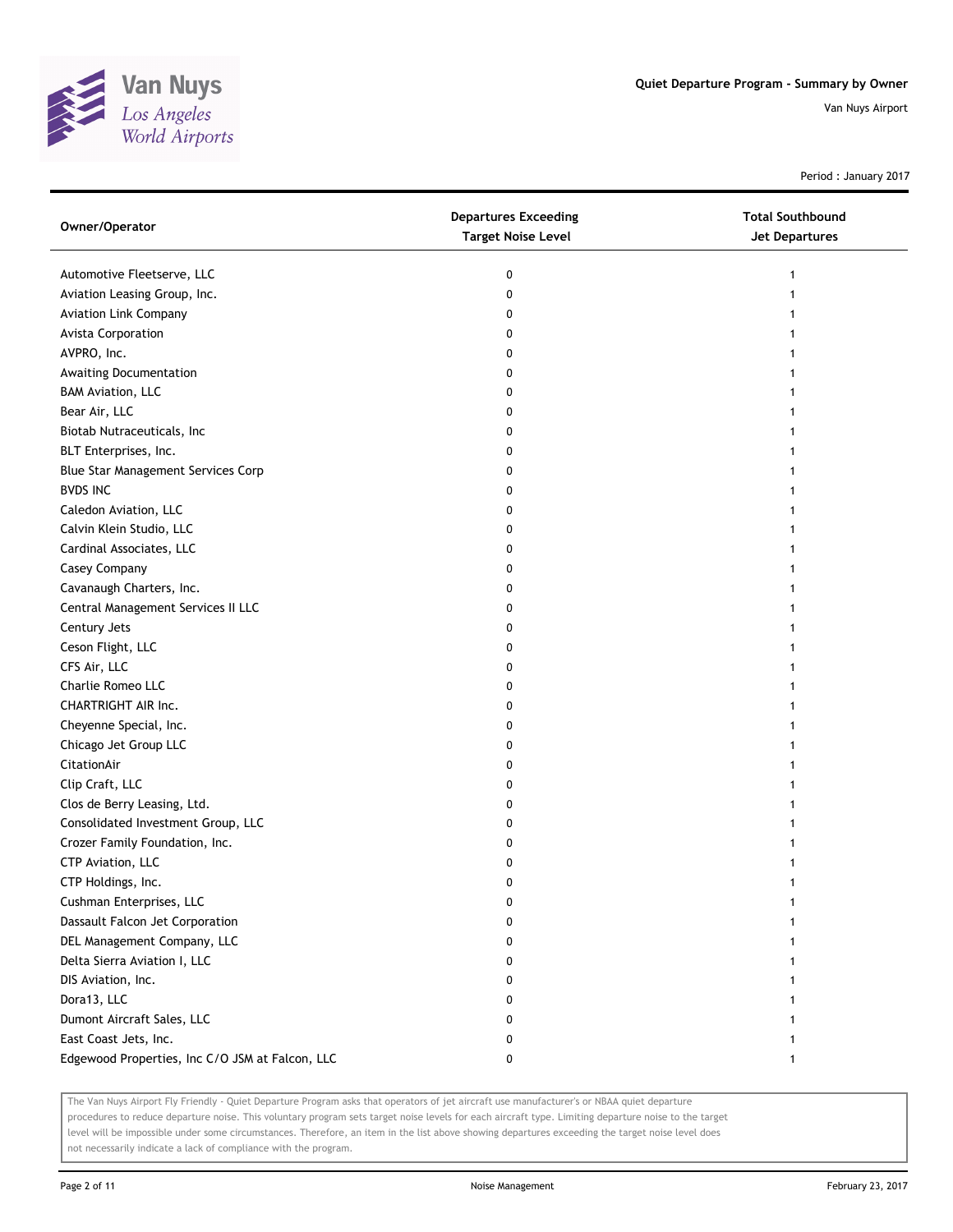# Quiet Departure Program - Summary by Owner

Van Nuys Airport

Period : January 2017

| Owner/Operator | Departures Exceeding Target Noise Level | Total Southbound Jet Departures |
|---|---|---|
| Automotive Fleetserve, LLC | 0 | 1 |
| Aviation Leasing Group, Inc. | 0 | 1 |
| Aviation Link Company | 0 | 1 |
| Avista Corporation | 0 | 1 |
| AVPRO, Inc. | 0 | 1 |
| Awaiting Documentation | 0 | 1 |
| BAM Aviation, LLC | 0 | 1 |
| Bear Air, LLC | 0 | 1 |
| Biotab Nutraceuticals, Inc | 0 | 1 |
| BLT Enterprises, Inc. | 0 | 1 |
| Blue Star Management Services Corp | 0 | 1 |
| BVDS INC | 0 | 1 |
| Caledon Aviation, LLC | 0 | 1 |
| Calvin Klein Studio, LLC | 0 | 1 |
| Cardinal Associates, LLC | 0 | 1 |
| Casey Company | 0 | 1 |
| Cavanaugh Charters, Inc. | 0 | 1 |
| Central Management Services II LLC | 0 | 1 |
| Century Jets | 0 | 1 |
| Ceson Flight, LLC | 0 | 1 |
| CFS Air, LLC | 0 | 1 |
| Charlie Romeo LLC | 0 | 1 |
| CHARTRIGHT AIR Inc. | 0 | 1 |
| Cheyenne Special, Inc. | 0 | 1 |
| Chicago Jet Group LLC | 0 | 1 |
| CitationAir | 0 | 1 |
| Clip Craft, LLC | 0 | 1 |
| Clos de Berry Leasing, Ltd. | 0 | 1 |
| Consolidated Investment Group, LLC | 0 | 1 |
| Crozer Family Foundation, Inc. | 0 | 1 |
| CTP Aviation, LLC | 0 | 1 |
| CTP Holdings, Inc. | 0 | 1 |
| Cushman Enterprises, LLC | 0 | 1 |
| Dassault Falcon Jet Corporation | 0 | 1 |
| DEL Management Company, LLC | 0 | 1 |
| Delta Sierra Aviation I, LLC | 0 | 1 |
| DIS Aviation, Inc. | 0 | 1 |
| Dora13, LLC | 0 | 1 |
| Dumont Aircraft Sales, LLC | 0 | 1 |
| East Coast Jets, Inc. | 0 | 1 |
| Edgewood Properties, Inc C/O JSM at Falcon, LLC | 0 | 1 |

The Van Nuys Airport Fly Friendly - Quiet Departure Program asks that operators of jet aircraft use manufacturer's or NBAA quiet departure procedures to reduce departure noise. This voluntary program sets target noise levels for each aircraft type. Limiting departure noise to the target level will be impossible under some circumstances. Therefore, an item in the list above showing departures exceeding the target noise level does not necessarily indicate a lack of compliance with the program.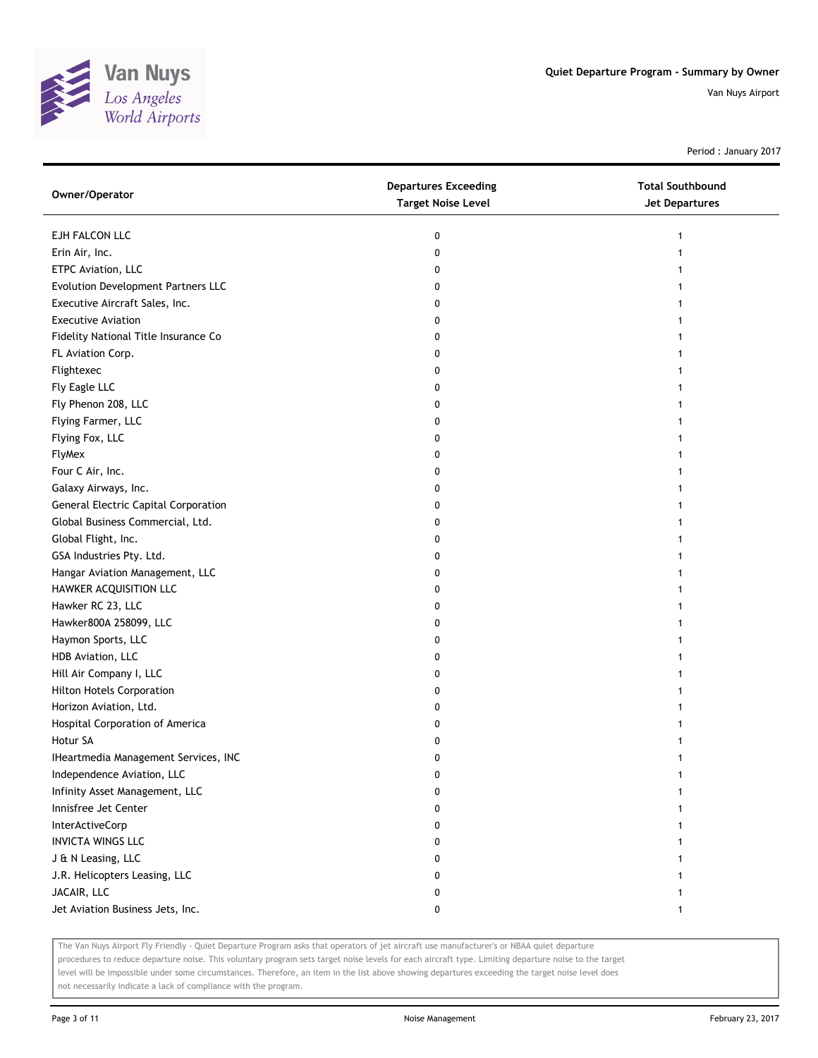Quiet Departure Program - Summary by Owner

Van Nuys Airport

Period : January 2017

| Owner/Operator | Departures Exceeding Target Noise Level | Total Southbound Jet Departures |
|---|---|---|
| EJH FALCON LLC | 0 | 1 |
| Erin Air, Inc. | 0 | 1 |
| ETPC Aviation, LLC | 0 | 1 |
| Evolution Development Partners LLC | 0 | 1 |
| Executive Aircraft Sales, Inc. | 0 | 1 |
| Executive Aviation | 0 | 1 |
| Fidelity National Title Insurance Co | 0 | 1 |
| FL Aviation Corp. | 0 | 1 |
| Flightexec | 0 | 1 |
| Fly Eagle LLC | 0 | 1 |
| Fly Phenon 208, LLC | 0 | 1 |
| Flying Farmer, LLC | 0 | 1 |
| Flying Fox, LLC | 0 | 1 |
| FlyMex | 0 | 1 |
| Four C Air, Inc. | 0 | 1 |
| Galaxy Airways, Inc. | 0 | 1 |
| General Electric Capital Corporation | 0 | 1 |
| Global Business Commercial, Ltd. | 0 | 1 |
| Global Flight, Inc. | 0 | 1 |
| GSA Industries Pty. Ltd. | 0 | 1 |
| Hangar Aviation Management, LLC | 0 | 1 |
| HAWKER ACQUISITION LLC | 0 | 1 |
| Hawker RC 23, LLC | 0 | 1 |
| Hawker800A 258099, LLC | 0 | 1 |
| Haymon Sports, LLC | 0 | 1 |
| HDB Aviation, LLC | 0 | 1 |
| Hill Air Company I, LLC | 0 | 1 |
| Hilton Hotels Corporation | 0 | 1 |
| Horizon Aviation, Ltd. | 0 | 1 |
| Hospital Corporation of America | 0 | 1 |
| Hotur SA | 0 | 1 |
| IHeartmedia Management Services, INC | 0 | 1 |
| Independence Aviation, LLC | 0 | 1 |
| Infinity Asset Management, LLC | 0 | 1 |
| Innisfree Jet Center | 0 | 1 |
| InterActiveCorp | 0 | 1 |
| INVICTA WINGS LLC | 0 | 1 |
| J & N Leasing, LLC | 0 | 1 |
| J.R. Helicopters Leasing, LLC | 0 | 1 |
| JACAIR, LLC | 0 | 1 |
| Jet Aviation Business Jets, Inc. | 0 | 1 |

The Van Nuys Airport Fly Friendly - Quiet Departure Program asks that operators of jet aircraft use manufacturer's or NBAA quiet departure procedures to reduce departure noise. This voluntary program sets target noise levels for each aircraft type. Limiting departure noise to the target level will be impossible under some circumstances. Therefore, an item in the list above showing departures exceeding the target noise level does not necessarily indicate a lack of compliance with the program.

Noise Management

February 23, 2017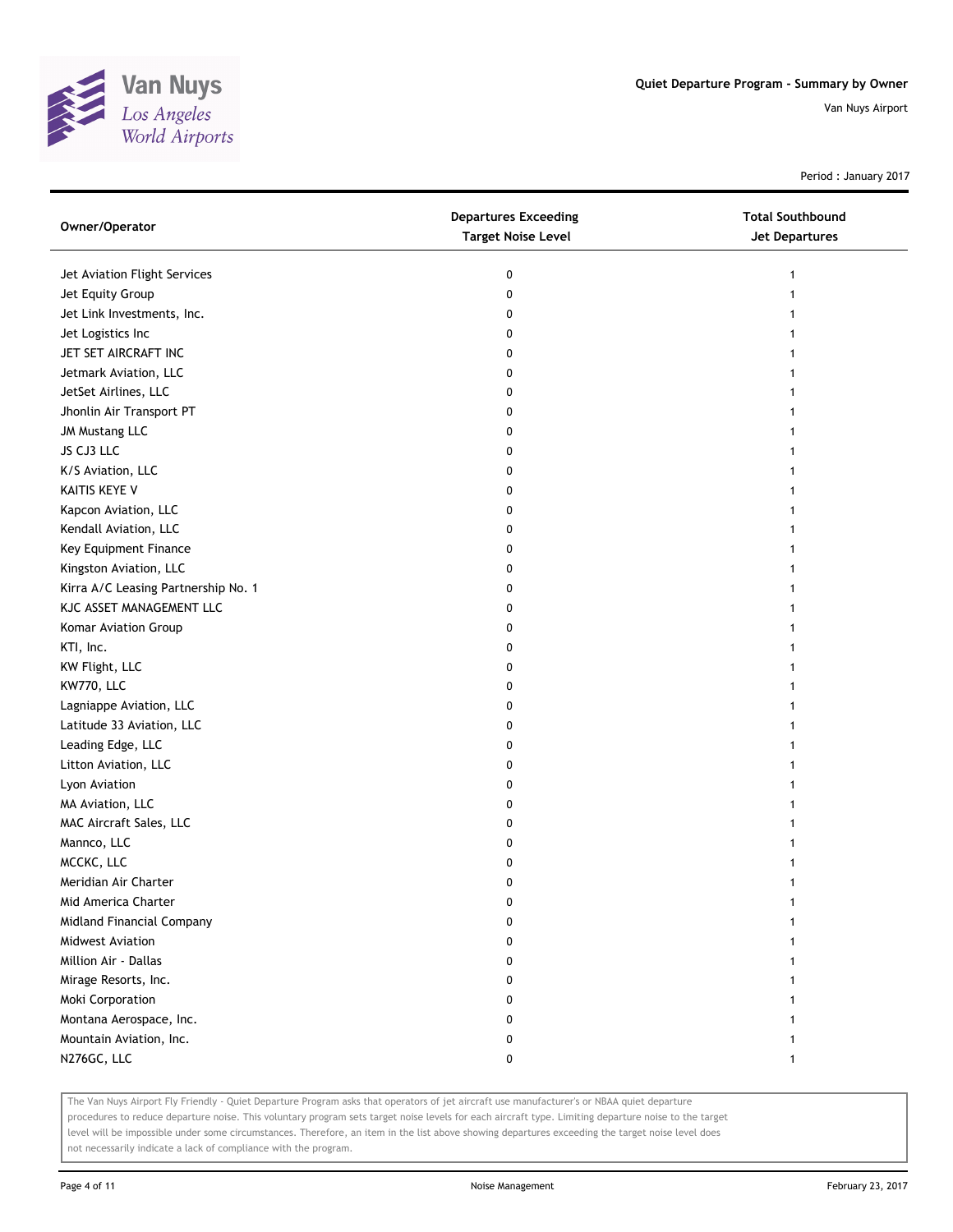# Quiet Departure Program - Summary by Owner

Van Nuys Airport

Period : January 2017

| Owner/Operator | Departures Exceeding Target Noise Level | Total Southbound Jet Departures |
|---|---|---|
| Jet Aviation Flight Services | 0 | 1 |
| Jet Equity Group | 0 | 1 |
| Jet Link Investments, Inc. | 0 | 1 |
| Jet Logistics Inc | 0 | 1 |
| JET SET AIRCRAFT INC | 0 | 1 |
| Jetmark Aviation, LLC | 0 | 1 |
| JetSet Airlines, LLC | 0 | 1 |
| Jhonlin Air Transport PT | 0 | 1 |
| JM Mustang LLC | 0 | 1 |
| JS CJ3 LLC | 0 | 1 |
| K/S Aviation, LLC | 0 | 1 |
| KAITIS KEYE V | 0 | 1 |
| Kapcon Aviation, LLC | 0 | 1 |
| Kendall Aviation, LLC | 0 | 1 |
| Key Equipment Finance | 0 | 1 |
| Kingston Aviation, LLC | 0 | 1 |
| Kirra A/C Leasing Partnership No. 1 | 0 | 1 |
| KJC ASSET MANAGEMENT LLC | 0 | 1 |
| Komar Aviation Group | 0 | 1 |
| KTI, Inc. | 0 | 1 |
| KW Flight, LLC | 0 | 1 |
| KW770, LLC | 0 | 1 |
| Lagniappe Aviation, LLC | 0 | 1 |
| Latitude 33 Aviation, LLC | 0 | 1 |
| Leading Edge, LLC | 0 | 1 |
| Litton Aviation, LLC | 0 | 1 |
| Lyon Aviation | 0 | 1 |
| MA Aviation, LLC | 0 | 1 |
| MAC Aircraft Sales, LLC | 0 | 1 |
| Mannco, LLC | 0 | 1 |
| MCCKC, LLC | 0 | 1 |
| Meridian Air Charter | 0 | 1 |
| Mid America Charter | 0 | 1 |
| Midland Financial Company | 0 | 1 |
| Midwest Aviation | 0 | 1 |
| Million Air - Dallas | 0 | 1 |
| Mirage Resorts, Inc. | 0 | 1 |
| Moki Corporation | 0 | 1 |
| Montana Aerospace, Inc. | 0 | 1 |
| Mountain Aviation, Inc. | 0 | 1 |
| N276GC, LLC | 0 | 1 |

The Van Nuys Airport Fly Friendly - Quiet Departure Program asks that operators of jet aircraft use manufacturer's or NBAA quiet departure procedures to reduce departure noise. This voluntary program sets target noise levels for each aircraft type. Limiting departure noise to the target level will be impossible under some circumstances. Therefore, an item in the list above showing departures exceeding the target noise level does not necessarily indicate a lack of compliance with the program.

Noise Management

February 23, 2017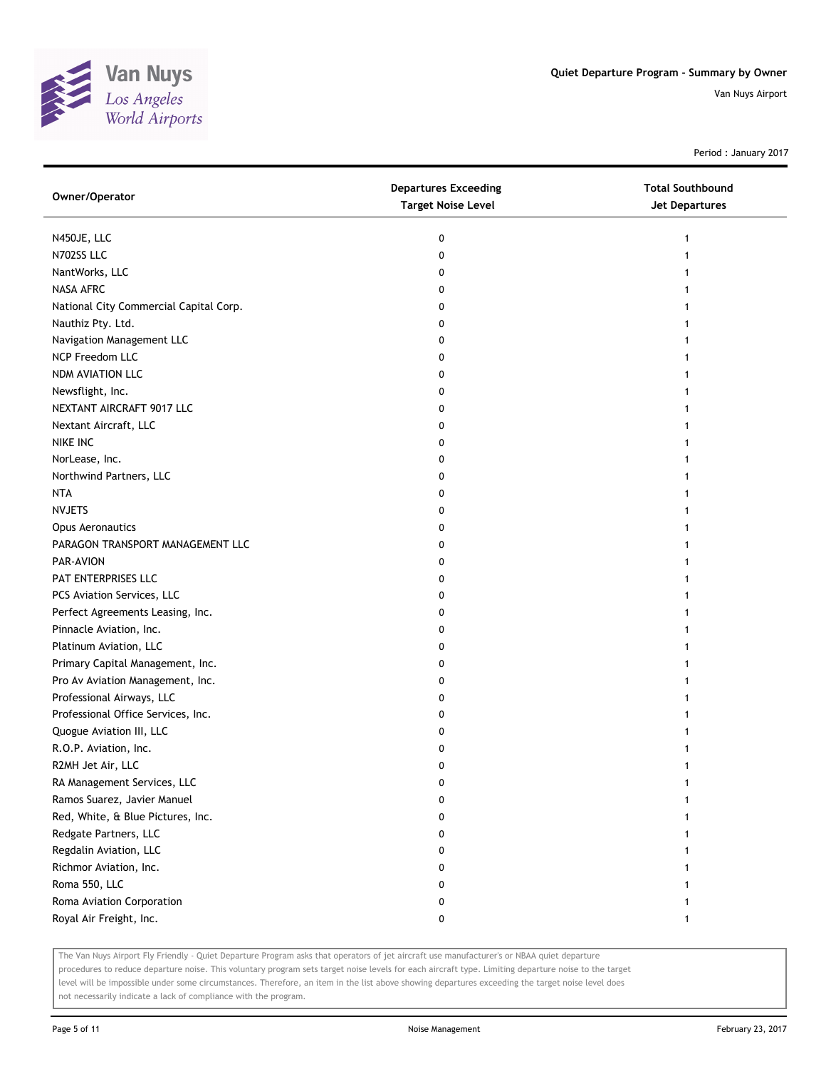# Quiet Departure Program - Summary by Owner

Van Nuys Airport

Period : January 2017

| Owner/Operator | Departures Exceeding Target Noise Level | Total Southbound Jet Departures |
|---|---|---|
| N450JE, LLC | 0 | 1 |
| N702SS LLC | 0 | 1 |
| NantWorks, LLC | 0 | 1 |
| NASA AFRC | 0 | 1 |
| National City Commercial Capital Corp. | 0 | 1 |
| Nauthiz Pty. Ltd. | 0 | 1 |
| Navigation Management LLC | 0 | 1 |
| NCP Freedom LLC | 0 | 1 |
| NDM AVIATION LLC | 0 | 1 |
| Newsflight, Inc. | 0 | 1 |
| NEXTANT AIRCRAFT 9017 LLC | 0 | 1 |
| Nextant Aircraft, LLC | 0 | 1 |
| NIKE INC | 0 | 1 |
| NorLease, Inc. | 0 | 1 |
| Northwind Partners, LLC | 0 | 1 |
| NTA | 0 | 1 |
| NVJETS | 0 | 1 |
| Opus Aeronautics | 0 | 1 |
| PARAGON TRANSPORT MANAGEMENT LLC | 0 | 1 |
| PAR-AVION | 0 | 1 |
| PAT ENTERPRISES LLC | 0 | 1 |
| PCS Aviation Services, LLC | 0 | 1 |
| Perfect Agreements Leasing, Inc. | 0 | 1 |
| Pinnacle Aviation, Inc. | 0 | 1 |
| Platinum Aviation, LLC | 0 | 1 |
| Primary Capital Management, Inc. | 0 | 1 |
| Pro Av Aviation Management, Inc. | 0 | 1 |
| Professional Airways, LLC | 0 | 1 |
| Professional Office Services, Inc. | 0 | 1 |
| Quogue Aviation III, LLC | 0 | 1 |
| R.O.P. Aviation, Inc. | 0 | 1 |
| R2MH Jet Air, LLC | 0 | 1 |
| RA Management Services, LLC | 0 | 1 |
| Ramos Suarez, Javier Manuel | 0 | 1 |
| Red, White, & Blue Pictures, Inc. | 0 | 1 |
| Redgate Partners, LLC | 0 | 1 |
| Regdalin Aviation, LLC | 0 | 1 |
| Richmor Aviation, Inc. | 0 | 1 |
| Roma 550, LLC | 0 | 1 |
| Roma Aviation Corporation | 0 | 1 |
| Royal Air Freight, Inc. | 0 | 1 |

The Van Nuys Airport Fly Friendly - Quiet Departure Program asks that operators of jet aircraft use manufacturer's or NBAA quiet departure procedures to reduce departure noise. This voluntary program sets target noise levels for each aircraft type. Limiting departure noise to the target level will be impossible under some circumstances. Therefore, an item in the list above showing departures exceeding the target noise level does not necessarily indicate a lack of compliance with the program.

Noise Management

February 23, 2017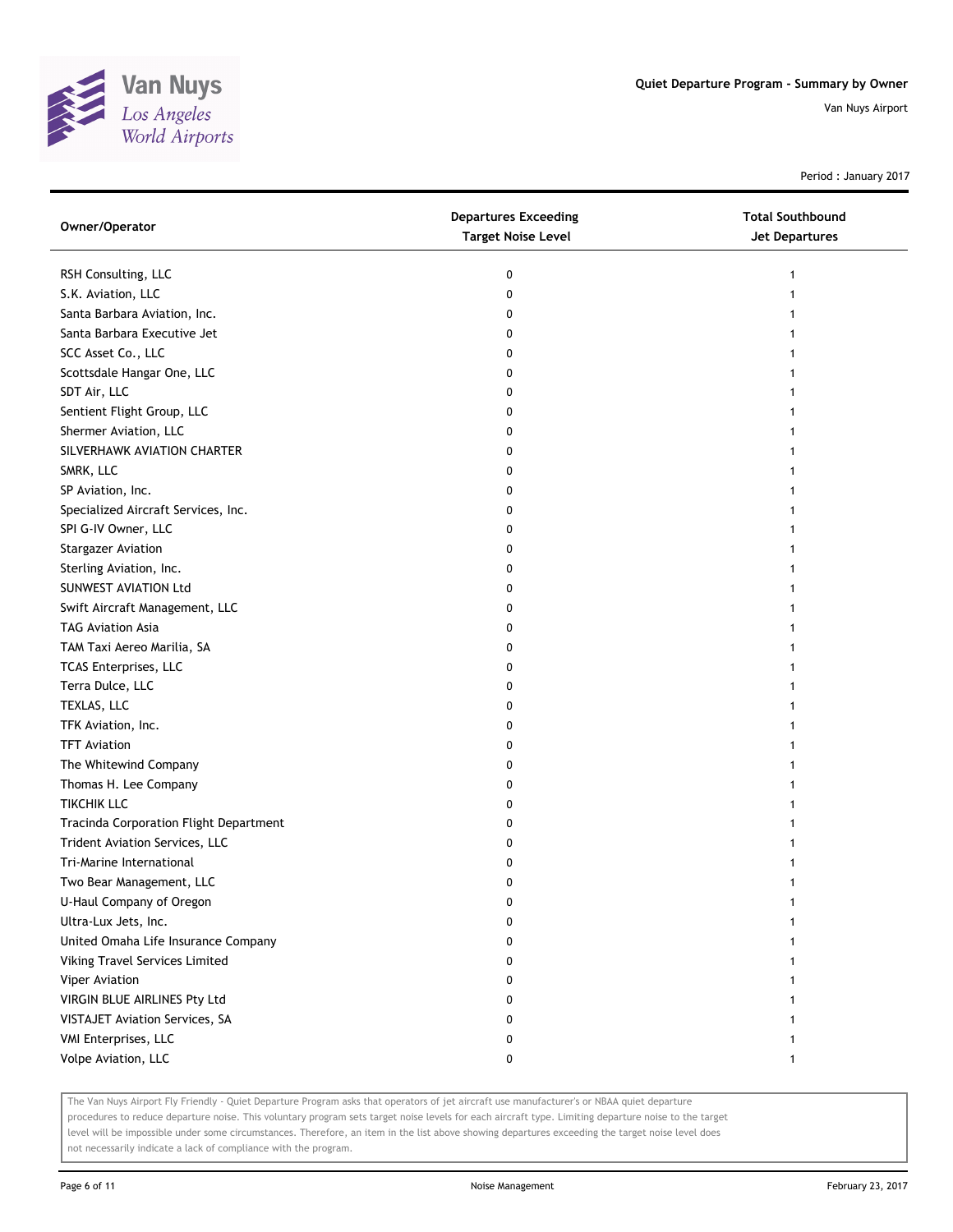Quiet Departure Program - Summary by Owner

Van Nuys Airport

Period : January 2017

| Owner/Operator | Departures Exceeding Target Noise Level | Total Southbound Jet Departures |
|---|---|---|
| RSH Consulting, LLC | 0 | 1 |
| S.K. Aviation, LLC | 0 | 1 |
| Santa Barbara Aviation, Inc. | 0 | 1 |
| Santa Barbara Executive Jet | 0 | 1 |
| SCC Asset Co., LLC | 0 | 1 |
| Scottsdale Hangar One, LLC | 0 | 1 |
| SDT Air, LLC | 0 | 1 |
| Sentient Flight Group, LLC | 0 | 1 |
| Shermer Aviation, LLC | 0 | 1 |
| SILVERHAWK AVIATION CHARTER | 0 | 1 |
| SMRK, LLC | 0 | 1 |
| SP Aviation, Inc. | 0 | 1 |
| Specialized Aircraft Services, Inc. | 0 | 1 |
| SPI G-IV Owner, LLC | 0 | 1 |
| Stargazer Aviation | 0 | 1 |
| Sterling Aviation, Inc. | 0 | 1 |
| SUNWEST AVIATION Ltd | 0 | 1 |
| Swift Aircraft Management, LLC | 0 | 1 |
| TAG Aviation Asia | 0 | 1 |
| TAM Taxi Aereo Marilia, SA | 0 | 1 |
| TCAS Enterprises, LLC | 0 | 1 |
| Terra Dulce, LLC | 0 | 1 |
| TEXLAS, LLC | 0 | 1 |
| TFK Aviation, Inc. | 0 | 1 |
| TFT Aviation | 0 | 1 |
| The Whitewind Company | 0 | 1 |
| Thomas H. Lee Company | 0 | 1 |
| TIKCHIK LLC | 0 | 1 |
| Tracinda Corporation Flight Department | 0 | 1 |
| Trident Aviation Services, LLC | 0 | 1 |
| Tri-Marine International | 0 | 1 |
| Two Bear Management, LLC | 0 | 1 |
| U-Haul Company of Oregon | 0 | 1 |
| Ultra-Lux Jets, Inc. | 0 | 1 |
| United Omaha Life Insurance Company | 0 | 1 |
| Viking Travel Services Limited | 0 | 1 |
| Viper Aviation | 0 | 1 |
| VIRGIN BLUE AIRLINES Pty Ltd | 0 | 1 |
| VISTAJET Aviation Services, SA | 0 | 1 |
| VMI Enterprises, LLC | 0 | 1 |
| Volpe Aviation, LLC | 0 | 1 |

The Van Nuys Airport Fly Friendly - Quiet Departure Program asks that operators of jet aircraft use manufacturer's or NBAA quiet departure procedures to reduce departure noise. This voluntary program sets target noise levels for each aircraft type. Limiting departure noise to the target level will be impossible under some circumstances. Therefore, an item in the list above showing departures exceeding the target noise level does not necessarily indicate a lack of compliance with the program.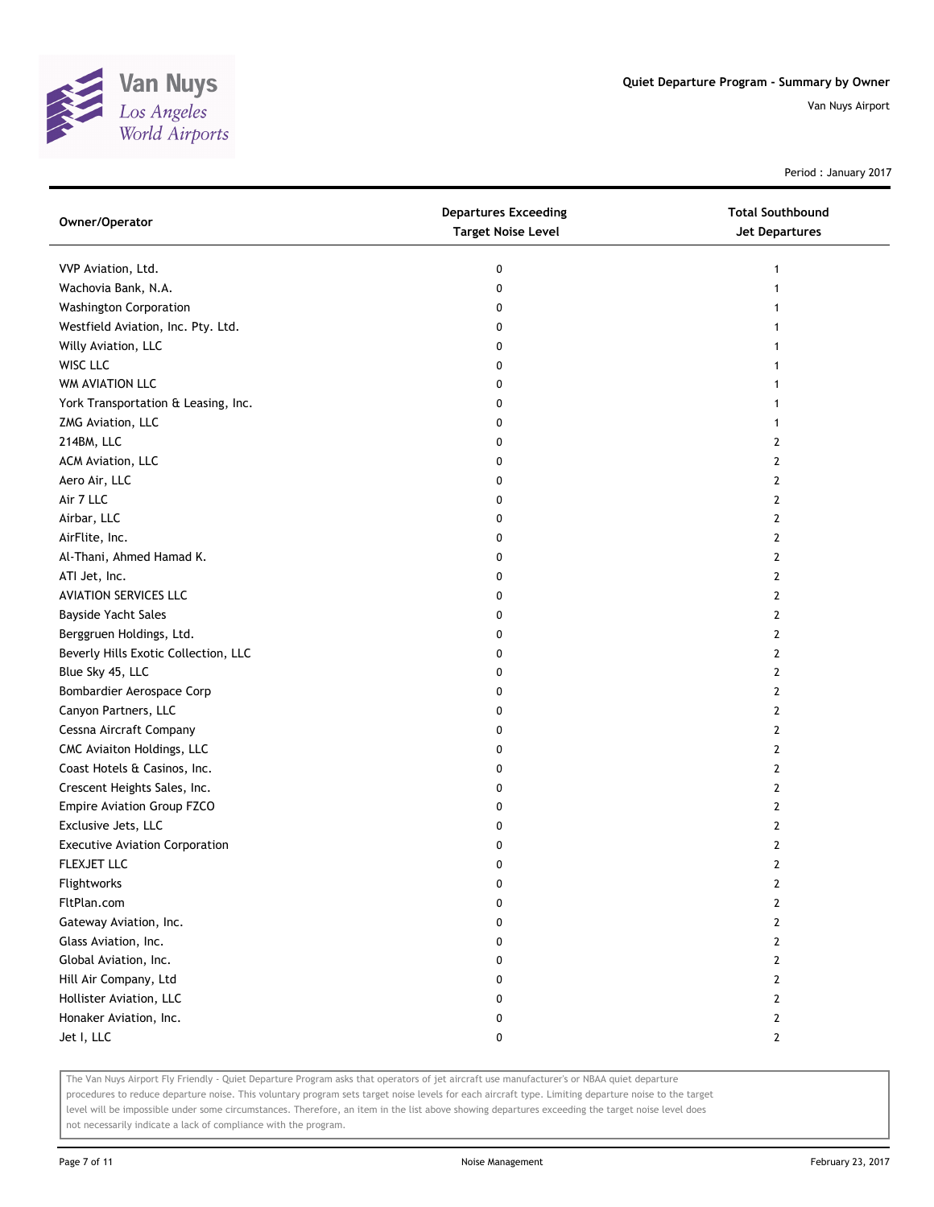# Quiet Departure Program - Summary by Owner

Van Nuys Airport

Period : January 2017

| Owner/Operator | Departures Exceeding Target Noise Level | Total Southbound Jet Departures |
|---|---|---|
| VVP Aviation, Ltd. | 0 | 1 |
| Wachovia Bank, N.A. | 0 | 1 |
| Washington Corporation | 0 | 1 |
| Westfield Aviation, Inc. Pty. Ltd. | 0 | 1 |
| Willy Aviation, LLC | 0 | 1 |
| WISC LLC | 0 | 1 |
| WM AVIATION LLC | 0 | 1 |
| York Transportation & Leasing, Inc. | 0 | 1 |
| ZMG Aviation, LLC | 0 | 1 |
| 214BM, LLC | 0 | 2 |
| ACM Aviation, LLC | 0 | 2 |
| Aero Air, LLC | 0 | 2 |
| Air 7 LLC | 0 | 2 |
| Airbar, LLC | 0 | 2 |
| AirFlite, Inc. | 0 | 2 |
| Al-Thani, Ahmed Hamad K. | 0 | 2 |
| ATI Jet, Inc. | 0 | 2 |
| AVIATION SERVICES LLC | 0 | 2 |
| Bayside Yacht Sales | 0 | 2 |
| Berggruen Holdings, Ltd. | 0 | 2 |
| Beverly Hills Exotic Collection, LLC | 0 | 2 |
| Blue Sky 45, LLC | 0 | 2 |
| Bombardier Aerospace Corp | 0 | 2 |
| Canyon Partners, LLC | 0 | 2 |
| Cessna Aircraft Company | 0 | 2 |
| CMC Aviaiton Holdings, LLC | 0 | 2 |
| Coast Hotels & Casinos, Inc. | 0 | 2 |
| Crescent Heights Sales, Inc. | 0 | 2 |
| Empire Aviation Group FZCO | 0 | 2 |
| Exclusive Jets, LLC | 0 | 2 |
| Executive Aviation Corporation | 0 | 2 |
| FLEXJET LLC | 0 | 2 |
| Flightworks | 0 | 2 |
| FltPlan.com | 0 | 2 |
| Gateway Aviation, Inc. | 0 | 2 |
| Glass Aviation, Inc. | 0 | 2 |
| Global Aviation, Inc. | 0 | 2 |
| Hill Air Company, Ltd | 0 | 2 |
| Hollister Aviation, LLC | 0 | 2 |
| Honaker Aviation, Inc. | 0 | 2 |
| Jet I, LLC | 0 | 2 |

The Van Nuys Airport Fly Friendly - Quiet Departure Program asks that operators of jet aircraft use manufacturer's or NBAA quiet departure procedures to reduce departure noise. This voluntary program sets target noise levels for each aircraft type. Limiting departure noise to the target level will be impossible under some circumstances. Therefore, an item in the list above showing departures exceeding the target noise level does not necessarily indicate a lack of compliance with the program.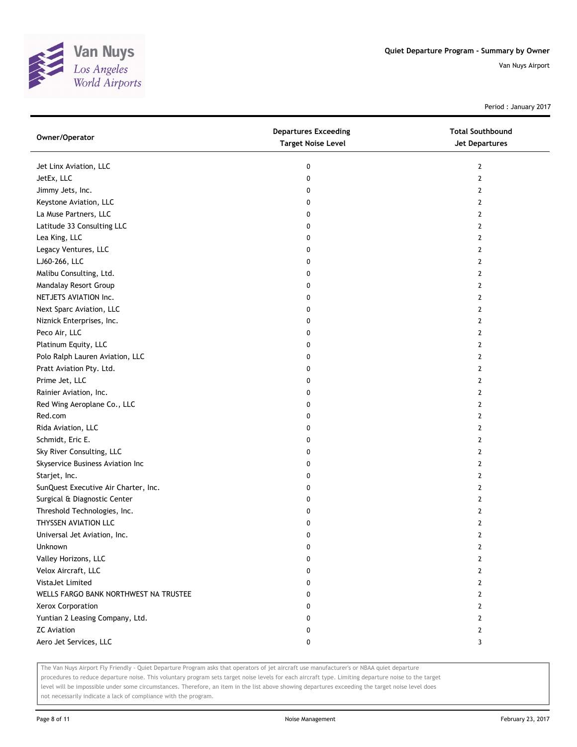# Quiet Departure Program - Summary by Owner

Van Nuys Airport

Period : January 2017

| Owner/Operator | Departures Exceeding Target Noise Level | Total Southbound Jet Departures |
|---|---|---|
| Jet Linx Aviation, LLC | 0 | 2 |
| JetEx, LLC | 0 | 2 |
| Jimmy Jets, Inc. | 0 | 2 |
| Keystone Aviation, LLC | 0 | 2 |
| La Muse Partners, LLC | 0 | 2 |
| Latitude 33 Consulting LLC | 0 | 2 |
| Lea King, LLC | 0 | 2 |
| Legacy Ventures, LLC | 0 | 2 |
| LJ60-266, LLC | 0 | 2 |
| Malibu Consulting, Ltd. | 0 | 2 |
| Mandalay Resort Group | 0 | 2 |
| NETJETS AVIATION Inc. | 0 | 2 |
| Next Sparc Aviation, LLC | 0 | 2 |
| Niznick Enterprises, Inc. | 0 | 2 |
| Peco Air, LLC | 0 | 2 |
| Platinum Equity, LLC | 0 | 2 |
| Polo Ralph Lauren Aviation, LLC | 0 | 2 |
| Pratt Aviation Pty. Ltd. | 0 | 2 |
| Prime Jet, LLC | 0 | 2 |
| Rainier Aviation, Inc. | 0 | 2 |
| Red Wing Aeroplane Co., LLC | 0 | 2 |
| Red.com | 0 | 2 |
| Rida Aviation, LLC | 0 | 2 |
| Schmidt, Eric E. | 0 | 2 |
| Sky River Consulting, LLC | 0 | 2 |
| Skyservice Business Aviation Inc | 0 | 2 |
| Starjet, Inc. | 0 | 2 |
| SunQuest Executive Air Charter, Inc. | 0 | 2 |
| Surgical & Diagnostic Center | 0 | 2 |
| Threshold Technologies, Inc. | 0 | 2 |
| THYSSEN AVIATION LLC | 0 | 2 |
| Universal Jet Aviation, Inc. | 0 | 2 |
| Unknown | 0 | 2 |
| Valley Horizons, LLC | 0 | 2 |
| Velox Aircraft, LLC | 0 | 2 |
| VistaJet Limited | 0 | 2 |
| WELLS FARGO BANK NORTHWEST NA TRUSTEE | 0 | 2 |
| Xerox Corporation | 0 | 2 |
| Yuntian 2 Leasing Company, Ltd. | 0 | 2 |
| ZC Aviation | 0 | 2 |
| Aero Jet Services, LLC | 0 | 3 |

The Van Nuys Airport Fly Friendly - Quiet Departure Program asks that operators of jet aircraft use manufacturer's or NBAA quiet departure procedures to reduce departure noise. This voluntary program sets target noise levels for each aircraft type. Limiting departure noise to the target level will be impossible under some circumstances. Therefore, an item in the list above showing departures exceeding the target noise level does not necessarily indicate a lack of compliance with the program.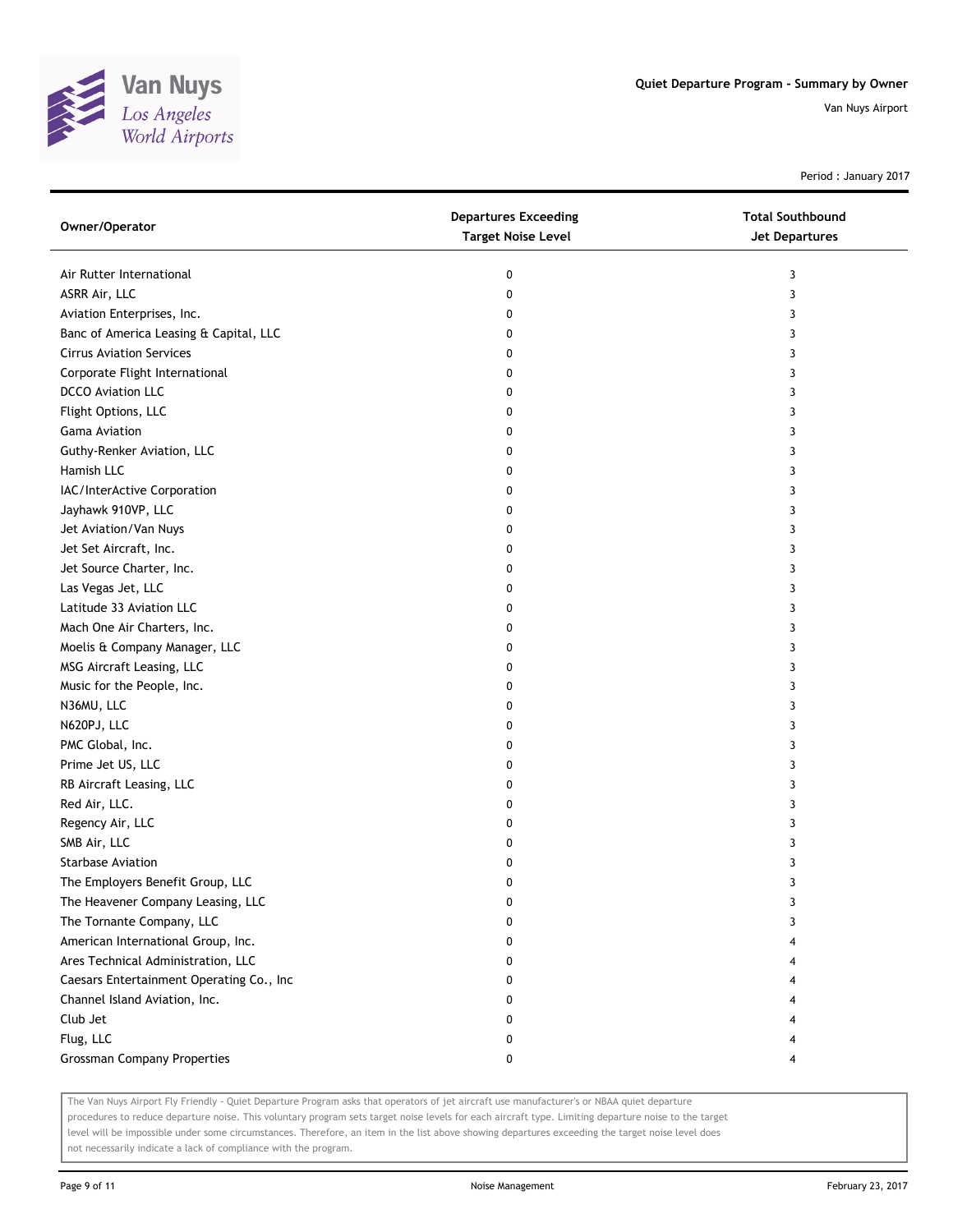# Quiet Departure Program - Summary by Owner

Van Nuys Airport

Period : January 2017

| Owner/Operator | Departures Exceeding Target Noise Level | Total Southbound Jet Departures |
|---|---|---|
| Air Rutter International | 0 | 3 |
| ASRR Air, LLC | 0 | 3 |
| Aviation Enterprises, Inc. | 0 | 3 |
| Banc of America Leasing & Capital, LLC | 0 | 3 |
| Cirrus Aviation Services | 0 | 3 |
| Corporate Flight International | 0 | 3 |
| DCCO Aviation LLC | 0 | 3 |
| Flight Options, LLC | 0 | 3 |
| Gama Aviation | 0 | 3 |
| Guthy-Renker Aviation, LLC | 0 | 3 |
| Hamish LLC | 0 | 3 |
| IAC/InterActive Corporation | 0 | 3 |
| Jayhawk 910VP, LLC | 0 | 3 |
| Jet Aviation/Van Nuys | 0 | 3 |
| Jet Set Aircraft, Inc. | 0 | 3 |
| Jet Source Charter, Inc. | 0 | 3 |
| Las Vegas Jet, LLC | 0 | 3 |
| Latitude 33 Aviation LLC | 0 | 3 |
| Mach One Air Charters, Inc. | 0 | 3 |
| Moelis & Company Manager, LLC | 0 | 3 |
| MSG Aircraft Leasing, LLC | 0 | 3 |
| Music for the People, Inc. | 0 | 3 |
| N36MU, LLC | 0 | 3 |
| N620PJ, LLC | 0 | 3 |
| PMC Global, Inc. | 0 | 3 |
| Prime Jet US, LLC | 0 | 3 |
| RB Aircraft Leasing, LLC | 0 | 3 |
| Red Air, LLC. | 0 | 3 |
| Regency Air, LLC | 0 | 3 |
| SMB Air, LLC | 0 | 3 |
| Starbase Aviation | 0 | 3 |
| The Employers Benefit Group, LLC | 0 | 3 |
| The Heavener Company Leasing, LLC | 0 | 3 |
| The Tornante Company, LLC | 0 | 3 |
| American International Group, Inc. | 0 | 4 |
| Ares Technical Administration, LLC | 0 | 4 |
| Caesars Entertainment Operating Co., Inc | 0 | 4 |
| Channel Island Aviation, Inc. | 0 | 4 |
| Club Jet | 0 | 4 |
| Flug, LLC | 0 | 4 |
| Grossman Company Properties | 0 | 4 |

The Van Nuys Airport Fly Friendly - Quiet Departure Program asks that operators of jet aircraft use manufacturer's or NBAA quiet departure procedures to reduce departure noise. This voluntary program sets target noise levels for each aircraft type. Limiting departure noise to the target level will be impossible under some circumstances. Therefore, an item in the list above showing departures exceeding the target noise level does not necessarily indicate a lack of compliance with the program.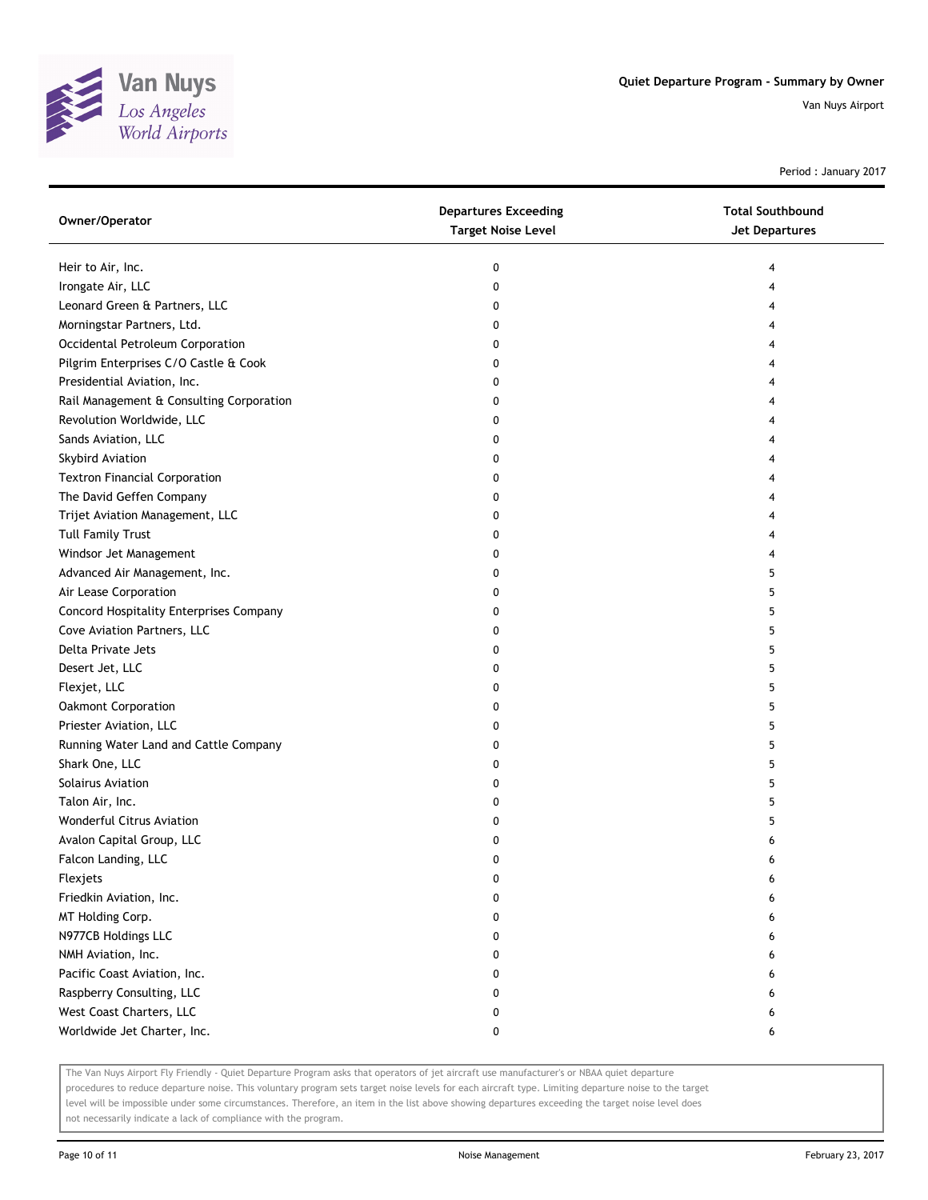# Quiet Departure Program - Summary by Owner

Van Nuys Airport

Period : January 2017

| Owner/Operator | Departures Exceeding Target Noise Level | Total Southbound Jet Departures |
|---|---|---|
| Heir to Air, Inc. | 0 | 4 |
| Irongate Air, LLC | 0 | 4 |
| Leonard Green & Partners, LLC | 0 | 4 |
| Morningstar Partners, Ltd. | 0 | 4 |
| Occidental Petroleum Corporation | 0 | 4 |
| Pilgrim Enterprises C/O Castle & Cook | 0 | 4 |
| Presidential Aviation, Inc. | 0 | 4 |
| Rail Management & Consulting Corporation | 0 | 4 |
| Revolution Worldwide, LLC | 0 | 4 |
| Sands Aviation, LLC | 0 | 4 |
| Skybird Aviation | 0 | 4 |
| Textron Financial Corporation | 0 | 4 |
| The David Geffen Company | 0 | 4 |
| Trijet Aviation Management, LLC | 0 | 4 |
| Tull Family Trust | 0 | 4 |
| Windsor Jet Management | 0 | 4 |
| Advanced Air Management, Inc. | 0 | 5 |
| Air Lease Corporation | 0 | 5 |
| Concord Hospitality Enterprises Company | 0 | 5 |
| Cove Aviation Partners, LLC | 0 | 5 |
| Delta Private Jets | 0 | 5 |
| Desert Jet, LLC | 0 | 5 |
| Flexjet, LLC | 0 | 5 |
| Oakmont Corporation | 0 | 5 |
| Priester Aviation, LLC | 0 | 5 |
| Running Water Land and Cattle Company | 0 | 5 |
| Shark One, LLC | 0 | 5 |
| Solairus Aviation | 0 | 5 |
| Talon Air, Inc. | 0 | 5 |
| Wonderful Citrus Aviation | 0 | 5 |
| Avalon Capital Group, LLC | 0 | 6 |
| Falcon Landing, LLC | 0 | 6 |
| Flexjets | 0 | 6 |
| Friedkin Aviation, Inc. | 0 | 6 |
| MT Holding Corp. | 0 | 6 |
| N977CB Holdings LLC | 0 | 6 |
| NMH Aviation, Inc. | 0 | 6 |
| Pacific Coast Aviation, Inc. | 0 | 6 |
| Raspberry Consulting, LLC | 0 | 6 |
| West Coast Charters, LLC | 0 | 6 |
| Worldwide Jet Charter, Inc. | 0 | 6 |

The Van Nuys Airport Fly Friendly - Quiet Departure Program asks that operators of jet aircraft use manufacturer's or NBAA quiet departure procedures to reduce departure noise. This voluntary program sets target noise levels for each aircraft type. Limiting departure noise to the target level will be impossible under some circumstances. Therefore, an item in the list above showing departures exceeding the target noise level does not necessarily indicate a lack of compliance with the program.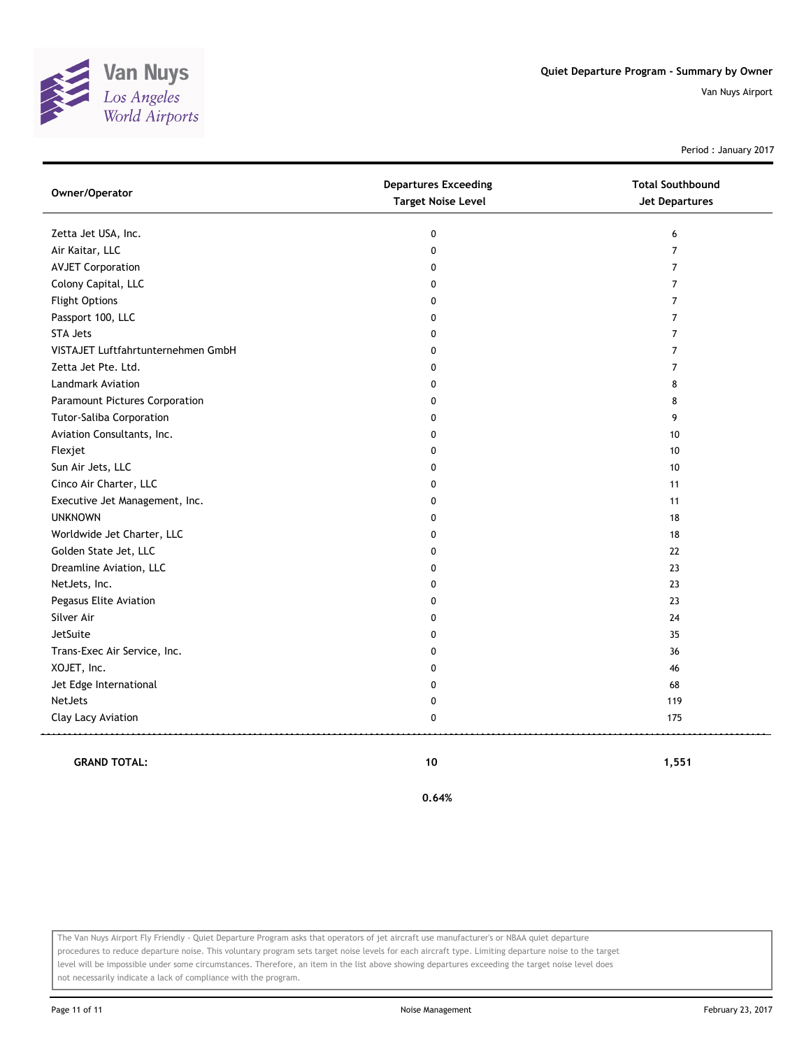Quiet Departure Program - Summary by Owner

Van Nuys Airport

Period : January 2017

| Owner/Operator | Departures Exceeding Target Noise Level | Total Southbound Jet Departures |
|---|---|---|
| Zetta Jet USA, Inc. | 0 | 6 |
| Air Kaitar, LLC | 0 | 7 |
| AVJET Corporation | 0 | 7 |
| Colony Capital, LLC | 0 | 7 |
| Flight Options | 0 | 7 |
| Passport 100, LLC | 0 | 7 |
| STA Jets | 0 | 7 |
| VISTAJET Luftfahrtunternehmen GmbH | 0 | 7 |
| Zetta Jet Pte. Ltd. | 0 | 7 |
| Landmark Aviation | 0 | 8 |
| Paramount Pictures Corporation | 0 | 8 |
| Tutor-Saliba Corporation | 0 | 9 |
| Aviation Consultants, Inc. | 0 | 10 |
| Flexjet | 0 | 10 |
| Sun Air Jets, LLC | 0 | 10 |
| Cinco Air Charter, LLC | 0 | 11 |
| Executive Jet Management, Inc. | 0 | 11 |
| UNKNOWN | 0 | 18 |
| Worldwide Jet Charter, LLC | 0 | 18 |
| Golden State Jet, LLC | 0 | 22 |
| Dreamline Aviation, LLC | 0 | 23 |
| NetJets, Inc. | 0 | 23 |
| Pegasus Elite Aviation | 0 | 23 |
| Silver Air | 0 | 24 |
| JetSuite | 0 | 35 |
| Trans-Exec Air Service, Inc. | 0 | 36 |
| XOJET, Inc. | 0 | 46 |
| Jet Edge International | 0 | 68 |
| NetJets | 0 | 119 |
| Clay Lacy Aviation | 0 | 175 |
| **GRAND TOTAL:** | **10** | **1,551** |
| | **0.64%** | |

The Van Nuys Airport Fly Friendly - Quiet Departure Program asks that operators of jet aircraft use manufacturer's or NBAA quiet departure procedures to reduce departure noise. This voluntary program sets target noise levels for each aircraft type. Limiting departure noise to the target level will be impossible under some circumstances. Therefore, an item in the list above showing departures exceeding the target noise level does not necessarily indicate a lack of compliance with the program.